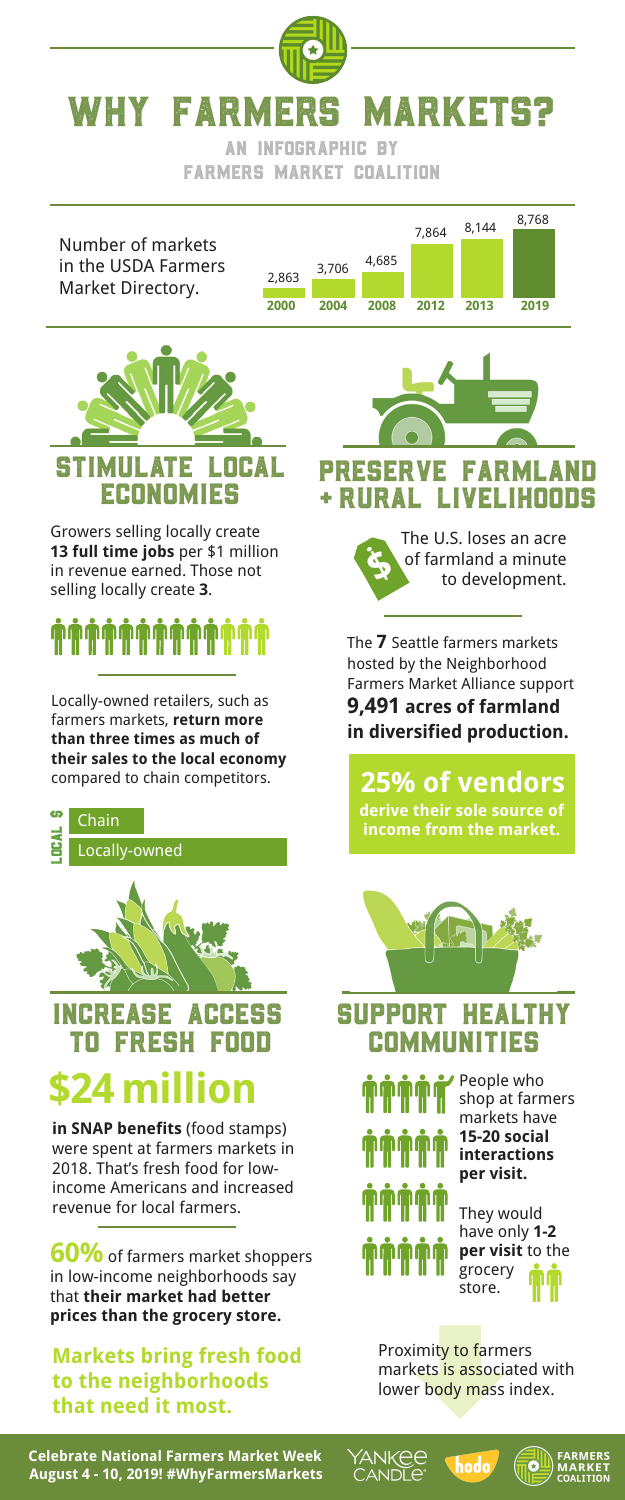# WHY FARMERS MARKETS?

AN INFOGRAPHIC BY FARMERS MARKET COALITION

Number of markets in the USDA Farmers Market Directory.

| Year | Markets |
| --- | --- |
| 2000 | 2,863 |
| 2004 | 3,706 |
| 2008 | 4,685 |
| 2012 | 7,864 |
| 2013 | 8,144 |
| 2019 | 8,768 |

## STIMULATE LOCAL ECONOMIES

Growers selling locally create **13 full time jobs** per $1 million in revenue earned. Those not selling locally create **3**.

Locally-owned retailers, such as farmers markets, **return more than three times as much of their sales to the local economy** compared to chain competitors.

LOCAL $

Chain

Locally-owned

## PRESERVE FARMLAND + RURAL LIVELIHOODS

The U.S. loses an acre of farmland a minute to development.

The **7** Seattle farmers markets hosted by the Neighborhood Farmers Market Alliance support **9,491 acres of farmland in diversified production.**

**25% of vendors derive their sole source of income from the market.**

## INCREASE ACCESS TO FRESH FOOD

**$24 million**

**in SNAP benefits** (food stamps) were spent at farmers markets in 2018. That's fresh food for low-income Americans and increased revenue for local farmers.

**60%** of farmers market shoppers in low-income neighborhoods say that **their market had better prices than the grocery store.**

**Markets bring fresh food to the neighborhoods that need it most.**

## SUPPORT HEALTHY COMMUNITIES

People who shop at farmers markets have **15-20 social interactions per visit.**

They would have only **1-2 per visit** to the grocery store.

Proximity to farmers markets is associated with lower body mass index.

**Celebrate National Farmers Market Week August 4 - 10, 2019! #WhyFarmersMarkets**

YANKEE CANDLE hodo FARMERS MARKET COALITION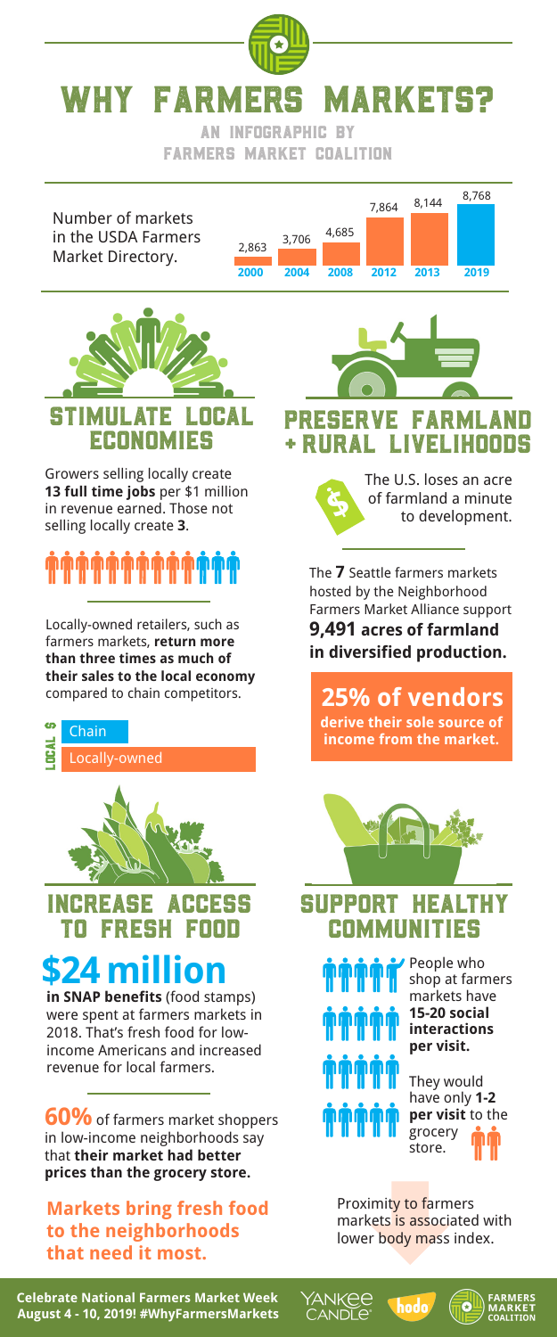# WHY FARMERS MARKETS?

AN INFOGRAPHIC BY
FARMERS MARKET COALITION

Number of markets in the USDA Farmers Market Directory.

2,863
2000
3,706
2004
4,685
2008
7,864
2012
8,144
2013
8,768
2019

## STIMULATE LOCAL ECONOMIES

Growers selling locally create **13 full time jobs** per $1 million in revenue earned. Those not selling locally create **3**.

Locally-owned retailers, such as farmers markets, **return more than three times as much of their sales to the local economy** compared to chain competitors.

LOCAL $
Chain
Locally-owned

## INCREASE ACCESS TO FRESH FOOD

**$24 million**

**in SNAP benefits** (food stamps) were spent at farmers markets in 2018. That's fresh food for low-income Americans and increased revenue for local farmers.

**60%** of farmers market shoppers in low-income neighborhoods say that **their market had better prices than the grocery store.**

**Markets bring fresh food to the neighborhoods that need it most.**

## PRESERVE FARMLAND + RURAL LIVELIHOODS

The U.S. loses an acre of farmland a minute to development.

The **7** Seattle farmers markets hosted by the Neighborhood Farmers Market Alliance support **9,491 acres of farmland in diversified production.**

**25% of vendors**
**derive their sole source of income from the market.**

## SUPPORT HEALTHY COMMUNITIES

People who shop at farmers markets have **15-20 social interactions per visit.**

They would have only **1-2 per visit** to the grocery store.

Proximity to farmers markets is associated with lower body mass index.

**Celebrate National Farmers Market Week August 4 - 10, 2019! #WhyFarmersMarkets**

YANKEE CANDLE · hodo · FARMERS MARKET COALITION